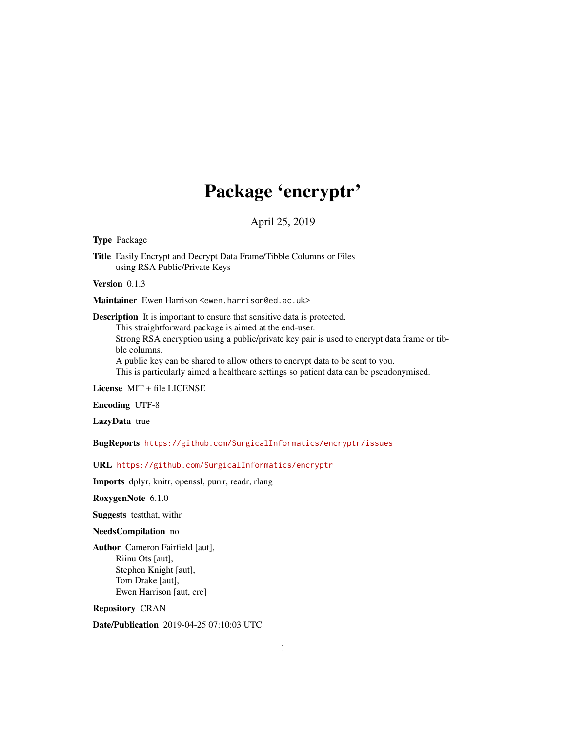# Package 'encryptr'

April 25, 2019

**Type** Package

**Title** Easily Encrypt and Decrypt Data Frame/Tibble Columns or Files using RSA Public/Private Keys

**Version** 0.1.3

**Maintainer** Ewen Harrison <ewen.harrison@ed.ac.uk>

**Description** It is important to ensure that sensitive data is protected.
This straightforward package is aimed at the end-user.
Strong RSA encryption using a public/private key pair is used to encrypt data frame or tibble columns.
A public key can be shared to allow others to encrypt data to be sent to you.
This is particularly aimed a healthcare settings so patient data can be pseudonymised.

**License** MIT + file LICENSE

**Encoding** UTF-8

**LazyData** true

**BugReports** https://github.com/SurgicalInformatics/encryptr/issues

**URL** https://github.com/SurgicalInformatics/encryptr

**Imports** dplyr, knitr, openssl, purrr, readr, rlang

**RoxygenNote** 6.1.0

**Suggests** testthat, withr

**NeedsCompilation** no

**Author** Cameron Fairfield [aut],
Riinu Ots [aut],
Stephen Knight [aut],
Tom Drake [aut],
Ewen Harrison [aut, cre]

**Repository** CRAN

**Date/Publication** 2019-04-25 07:10:03 UTC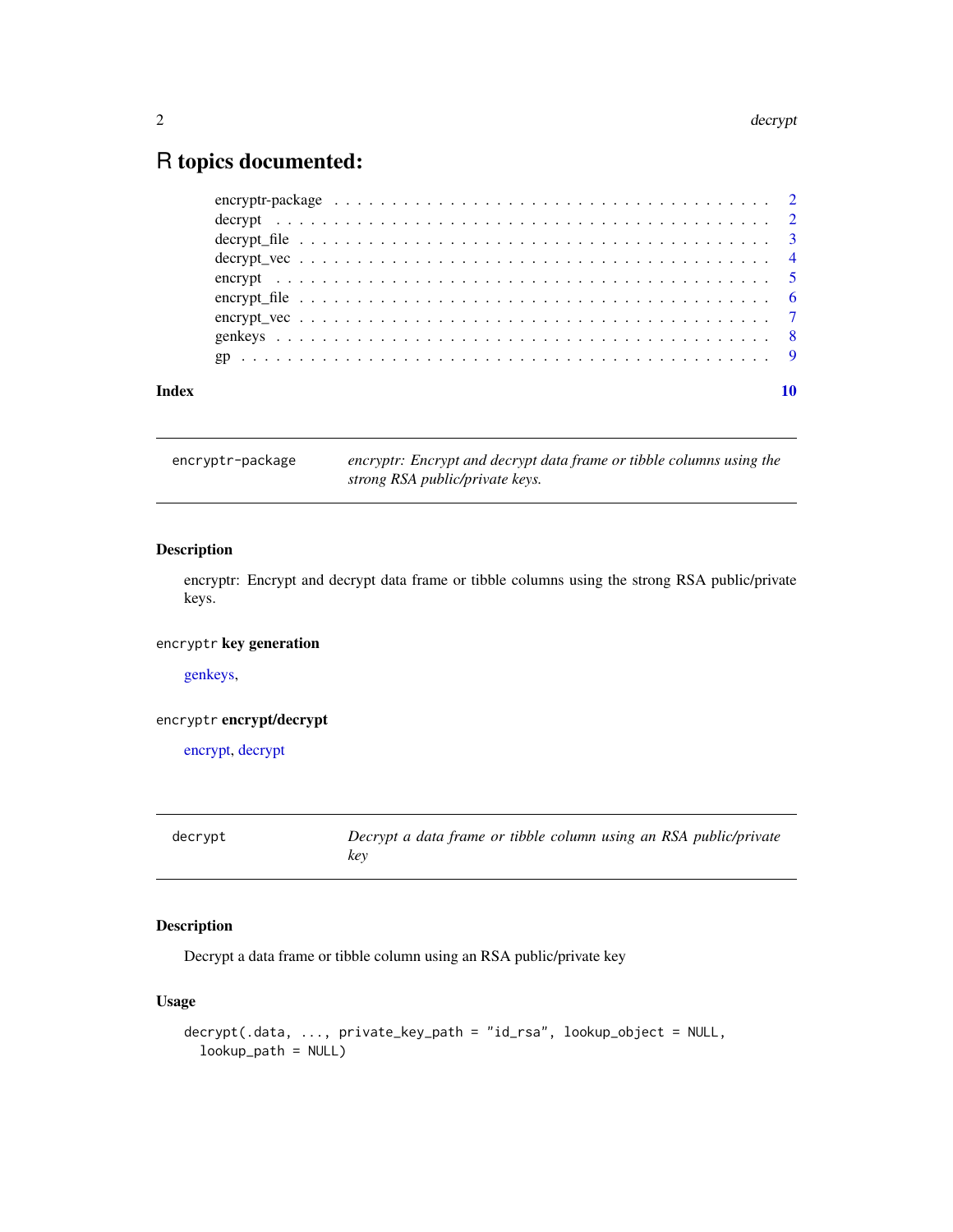# R topics documented:

encryptr-package . . . . . . . . . . . . . . . . . . . . . . . . . . . . . . . . . . . . 2
decrypt . . . . . . . . . . . . . . . . . . . . . . . . . . . . . . . . . . . . . . . . . 2
decrypt_file . . . . . . . . . . . . . . . . . . . . . . . . . . . . . . . . . . . . . . 3
decrypt_vec . . . . . . . . . . . . . . . . . . . . . . . . . . . . . . . . . . . . . . 4
encrypt . . . . . . . . . . . . . . . . . . . . . . . . . . . . . . . . . . . . . . . . 5
encrypt_file . . . . . . . . . . . . . . . . . . . . . . . . . . . . . . . . . . . . . . 6
encrypt_vec . . . . . . . . . . . . . . . . . . . . . . . . . . . . . . . . . . . . . . 7
genkeys . . . . . . . . . . . . . . . . . . . . . . . . . . . . . . . . . . . . . . . . 8
gp . . . . . . . . . . . . . . . . . . . . . . . . . . . . . . . . . . . . . . . . . . . 9

**Index** **10**

---

`encryptr-package` *encryptr: Encrypt and decrypt data frame or tibble columns using the strong RSA public/private keys.*

---

### Description

encryptr: Encrypt and decrypt data frame or tibble columns using the strong RSA public/private keys.

### `encryptr` key generation

genkeys,

### `encryptr` encrypt/decrypt

encrypt, decrypt

---

`decrypt` *Decrypt a data frame or tibble column using an RSA public/private key*

---

### Description

Decrypt a data frame or tibble column using an RSA public/private key

### Usage

```
decrypt(.data, ..., private_key_path = "id_rsa", lookup_object = NULL,
  lookup_path = NULL)
```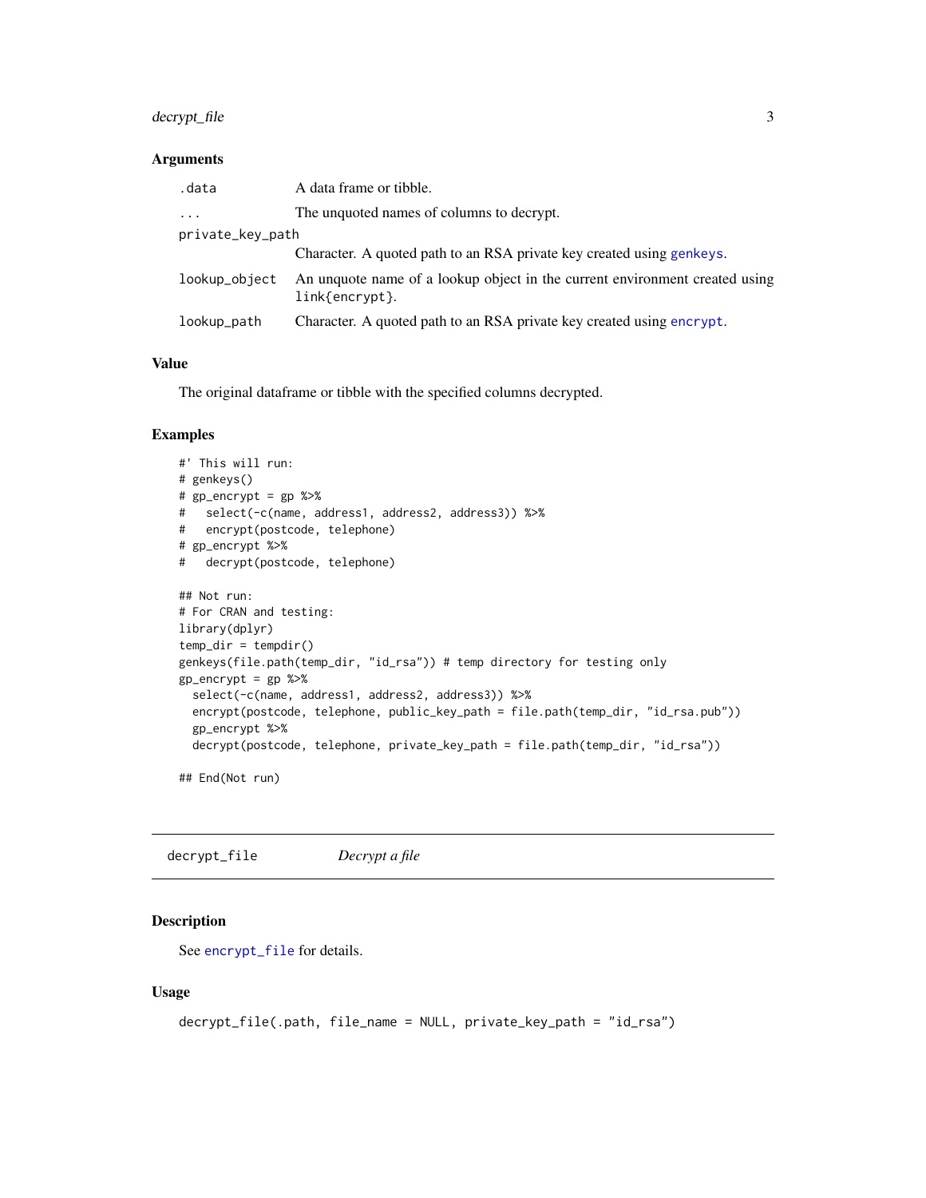### Arguments

| | |
|---|---|
| `.data` | A data frame or tibble. |
| `...` | The unquoted names of columns to decrypt. |
| `private_key_path` | Character. A quoted path to an RSA private key created using genkeys. |
| `lookup_object` | An unquote name of a lookup object in the current environment created using link{encrypt}. |
| `lookup_path` | Character. A quoted path to an RSA private key created using encrypt. |

### Value

The original dataframe or tibble with the specified columns decrypted.

### Examples

```
#' This will run:
# genkeys()
# gp_encrypt = gp %>%
#   select(-c(name, address1, address2, address3)) %>%
#   encrypt(postcode, telephone)
# gp_encrypt %>%
#   decrypt(postcode, telephone)

## Not run:
# For CRAN and testing:
library(dplyr)
temp_dir = tempdir()
genkeys(file.path(temp_dir, "id_rsa")) # temp directory for testing only
gp_encrypt = gp %>%
  select(-c(name, address1, address2, address3)) %>%
  encrypt(postcode, telephone, public_key_path = file.path(temp_dir, "id_rsa.pub"))
  gp_encrypt %>%
  decrypt(postcode, telephone, private_key_path = file.path(temp_dir, "id_rsa"))

## End(Not run)
```

---

## decrypt_file — *Decrypt a file*

### Description

See encrypt_file for details.

### Usage

```
decrypt_file(.path, file_name = NULL, private_key_path = "id_rsa")
```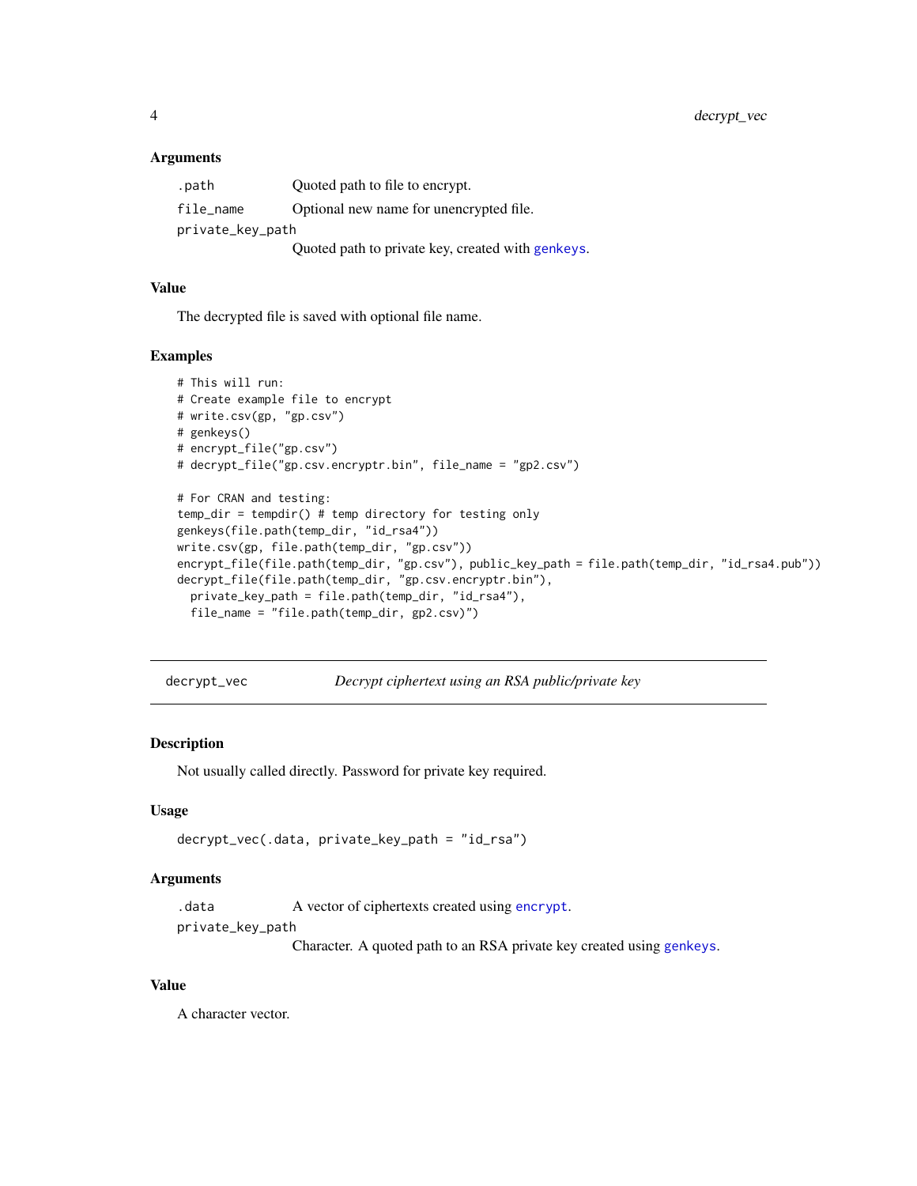### Arguments

- `.path` — Quoted path to file to encrypt.
- `file_name` — Optional new name for unencrypted file.
- `private_key_path` — Quoted path to private key, created with genkeys.

### Value

The decrypted file is saved with optional file name.

### Examples

```
# This will run:
# Create example file to encrypt
# write.csv(gp, "gp.csv")
# genkeys()
# encrypt_file("gp.csv")
# decrypt_file("gp.csv.encryptr.bin", file_name = "gp2.csv")

# For CRAN and testing:
temp_dir = tempdir() # temp directory for testing only
genkeys(file.path(temp_dir, "id_rsa4"))
write.csv(gp, file.path(temp_dir, "gp.csv"))
encrypt_file(file.path(temp_dir, "gp.csv"), public_key_path = file.path(temp_dir, "id_rsa4.pub"))
decrypt_file(file.path(temp_dir, "gp.csv.encryptr.bin"),
  private_key_path = file.path(temp_dir, "id_rsa4"),
  file_name = "file.path(temp_dir, gp2.csv)")
```

---

## decrypt_vec — *Decrypt ciphertext using an RSA public/private key*

### Description

Not usually called directly. Password for private key required.

### Usage

```
decrypt_vec(.data, private_key_path = "id_rsa")
```

### Arguments

- `.data` — A vector of ciphertexts created using encrypt.
- `private_key_path` — Character. A quoted path to an RSA private key created using genkeys.

### Value

A character vector.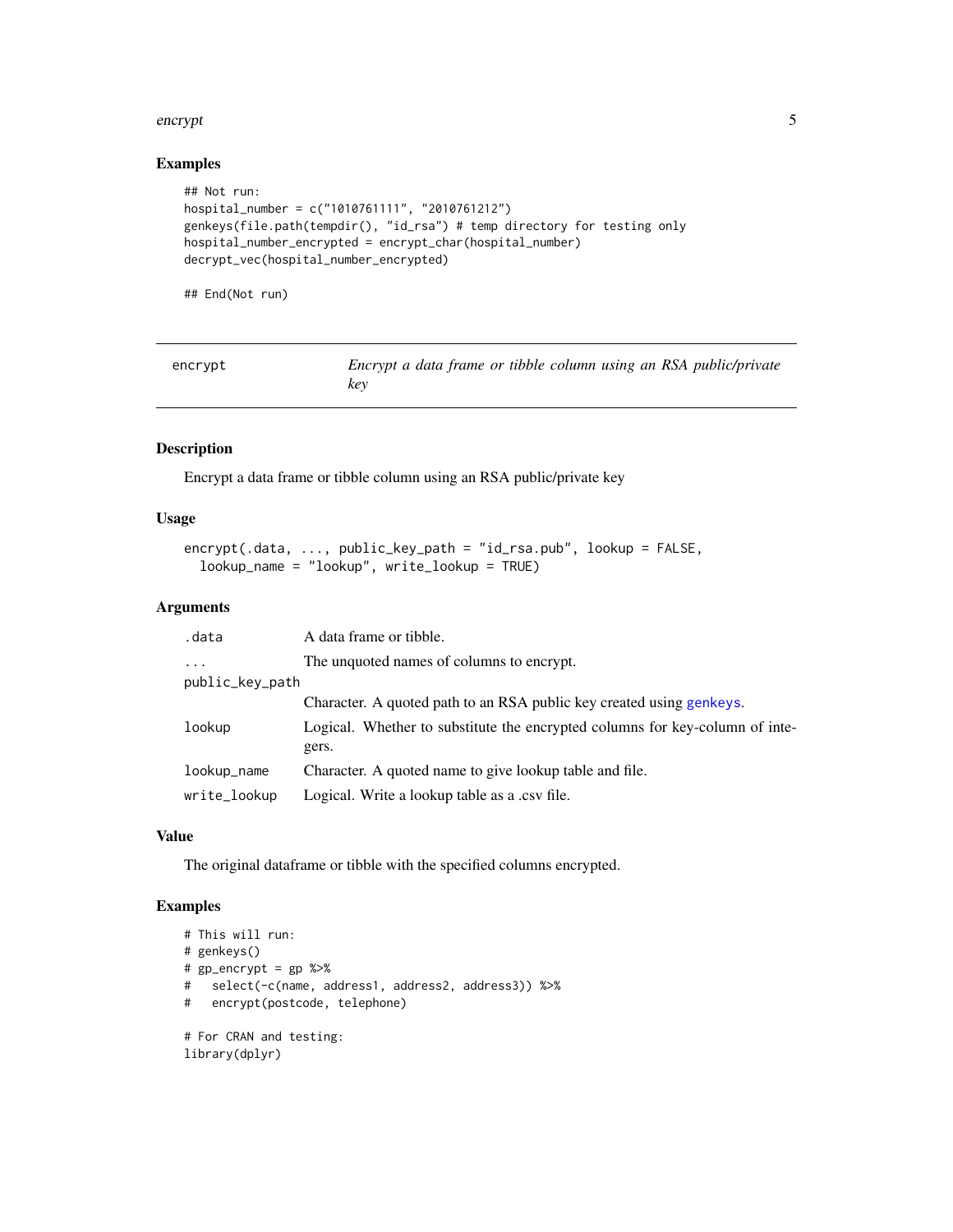### Examples

```
## Not run:
hospital_number = c("1010761111", "2010761212")
genkeys(file.path(tempdir(), "id_rsa") # temp directory for testing only
hospital_number_encrypted = encrypt_char(hospital_number)
decrypt_vec(hospital_number_encrypted)

## End(Not run)
```

---

## encrypt — *Encrypt a data frame or tibble column using an RSA public/private key*

---

### Description

Encrypt a data frame or tibble column using an RSA public/private key

### Usage

```
encrypt(.data, ..., public_key_path = "id_rsa.pub", lookup = FALSE,
  lookup_name = "lookup", write_lookup = TRUE)
```

### Arguments

| | |
|---|---|
| `.data` | A data frame or tibble. |
| `...` | The unquoted names of columns to encrypt. |
| `public_key_path` | Character. A quoted path to an RSA public key created using genkeys. |
| `lookup` | Logical. Whether to substitute the encrypted columns for key-column of integers. |
| `lookup_name` | Character. A quoted name to give lookup table and file. |
| `write_lookup` | Logical. Write a lookup table as a .csv file. |

### Value

The original dataframe or tibble with the specified columns encrypted.

### Examples

```
# This will run:
# genkeys()
# gp_encrypt = gp %>%
#   select(-c(name, address1, address2, address3)) %>%
#   encrypt(postcode, telephone)

# For CRAN and testing:
library(dplyr)
```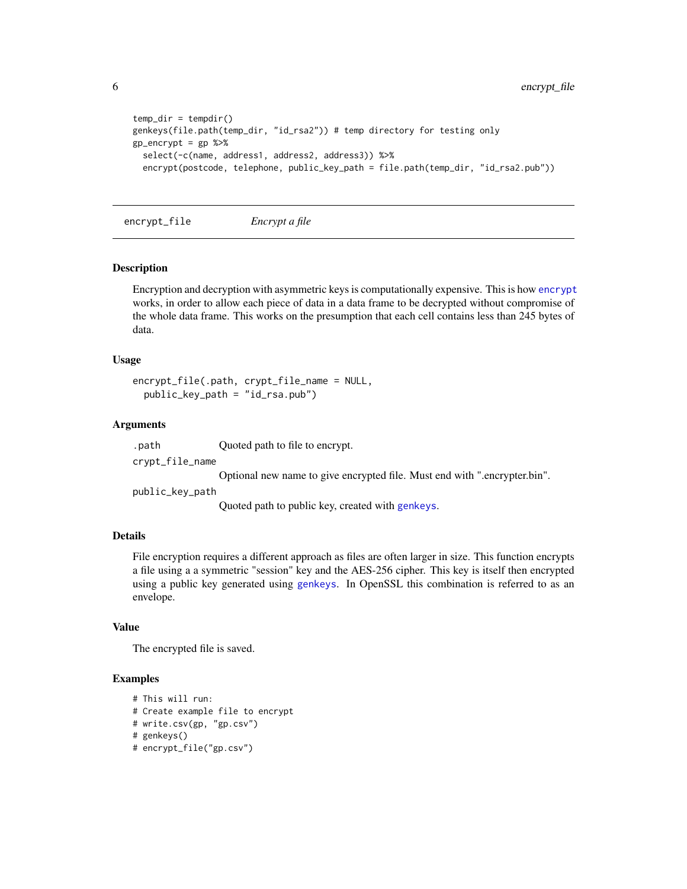```
temp_dir = tempdir()
genkeys(file.path(temp_dir, "id_rsa2")) # temp directory for testing only
gp_encrypt = gp %>%
  select(-c(name, address1, address2, address3)) %>%
  encrypt(postcode, telephone, public_key_path = file.path(temp_dir, "id_rsa2.pub"))
```

---

## encrypt_file — *Encrypt a file*

---

### Description

Encryption and decryption with asymmetric keys is computationally expensive. This is how `encrypt` works, in order to allow each piece of data in a data frame to be decrypted without compromise of the whole data frame. This works on the presumption that each cell contains less than 245 bytes of data.

### Usage

```
encrypt_file(.path, crypt_file_name = NULL,
  public_key_path = "id_rsa.pub")
```

### Arguments

`.path` Quoted path to file to encrypt.

`crypt_file_name` Optional new name to give encrypted file. Must end with ".encrypter.bin".

`public_key_path` Quoted path to public key, created with `genkeys`.

### Details

File encryption requires a different approach as files are often larger in size. This function encrypts a file using a a symmetric "session" key and the AES-256 cipher. This key is itself then encrypted using a public key generated using `genkeys`. In OpenSSL this combination is referred to as an envelope.

### Value

The encrypted file is saved.

### Examples

```
# This will run:
# Create example file to encrypt
# write.csv(gp, "gp.csv")
# genkeys()
# encrypt_file("gp.csv")
```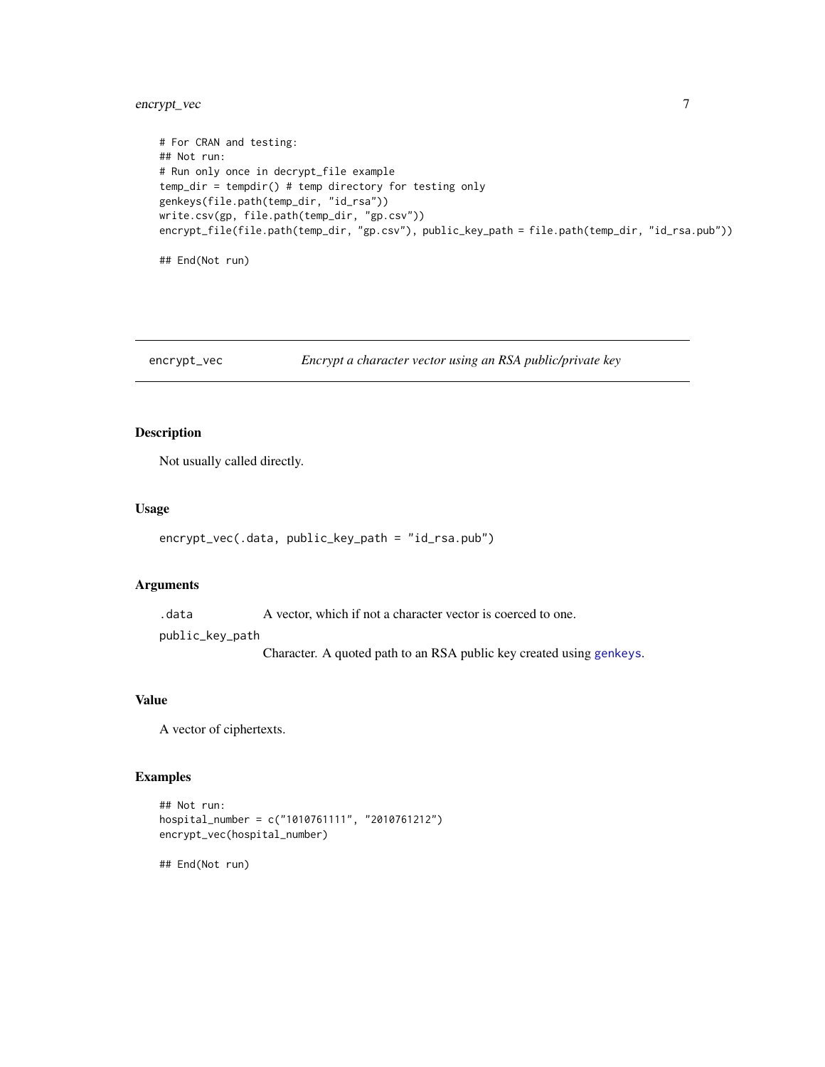```
# For CRAN and testing:
## Not run:
# Run only once in decrypt_file example
temp_dir = tempdir() # temp directory for testing only
genkeys(file.path(temp_dir, "id_rsa"))
write.csv(gp, file.path(temp_dir, "gp.csv"))
encrypt_file(file.path(temp_dir, "gp.csv"), public_key_path = file.path(temp_dir, "id_rsa.pub"))

## End(Not run)
```

## encrypt_vec — *Encrypt a character vector using an RSA public/private key*

### Description

Not usually called directly.

### Usage

```
encrypt_vec(.data, public_key_path = "id_rsa.pub")
```

### Arguments

`.data` A vector, which if not a character vector is coerced to one.

`public_key_path` Character. A quoted path to an RSA public key created using `genkeys`.

### Value

A vector of ciphertexts.

### Examples

```
## Not run:
hospital_number = c("1010761111", "2010761212")
encrypt_vec(hospital_number)

## End(Not run)
```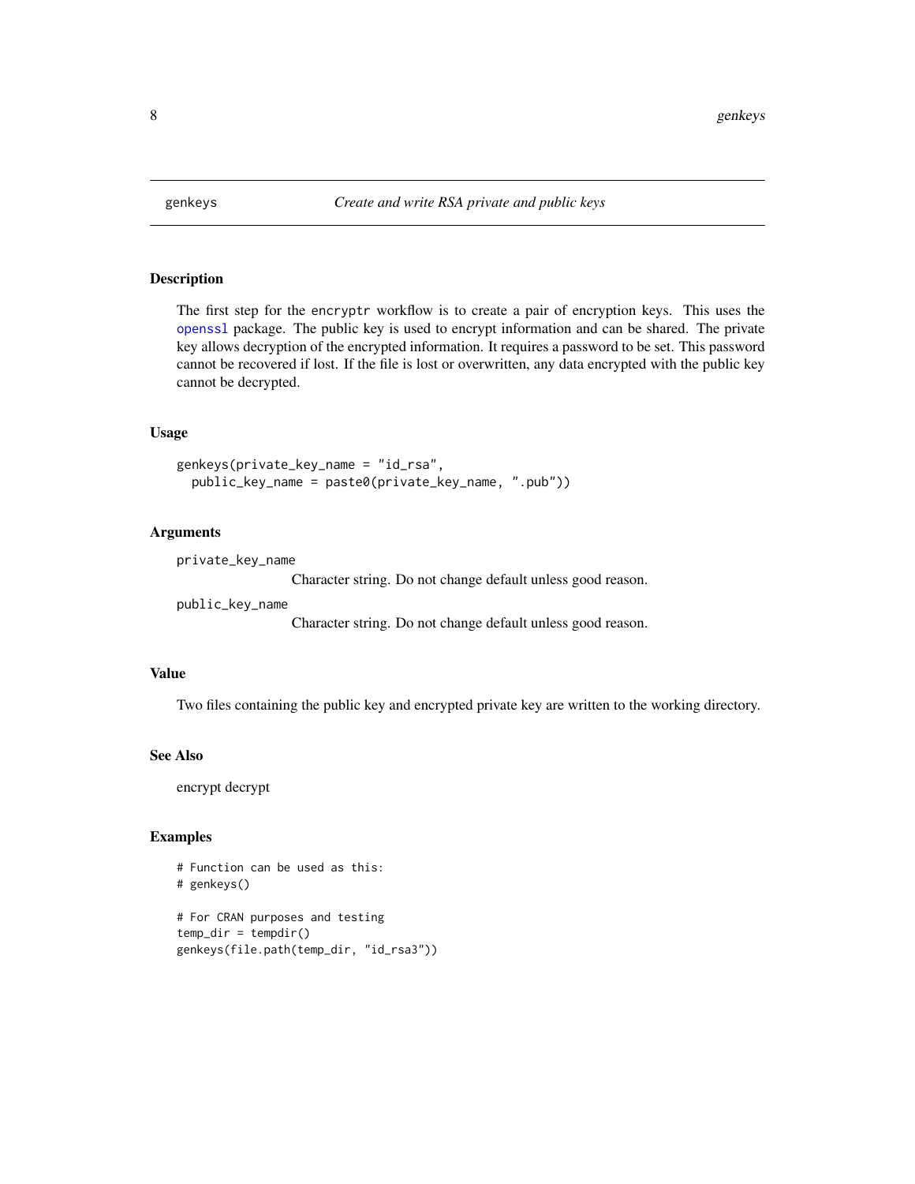## genkeys — *Create and write RSA private and public keys*

### Description

The first step for the encryptr workflow is to create a pair of encryption keys. This uses the openssl package. The public key is used to encrypt information and can be shared. The private key allows decryption of the encrypted information. It requires a password to be set. This password cannot be recovered if lost. If the file is lost or overwritten, any data encrypted with the public key cannot be decrypted.

### Usage

```
genkeys(private_key_name = "id_rsa",
  public_key_name = paste0(private_key_name, ".pub"))
```

### Arguments

`private_key_name`
: Character string. Do not change default unless good reason.

`public_key_name`
: Character string. Do not change default unless good reason.

### Value

Two files containing the public key and encrypted private key are written to the working directory.

### See Also

encrypt decrypt

### Examples

```
# Function can be used as this:
# genkeys()

# For CRAN purposes and testing
temp_dir = tempdir()
genkeys(file.path(temp_dir, "id_rsa3"))
```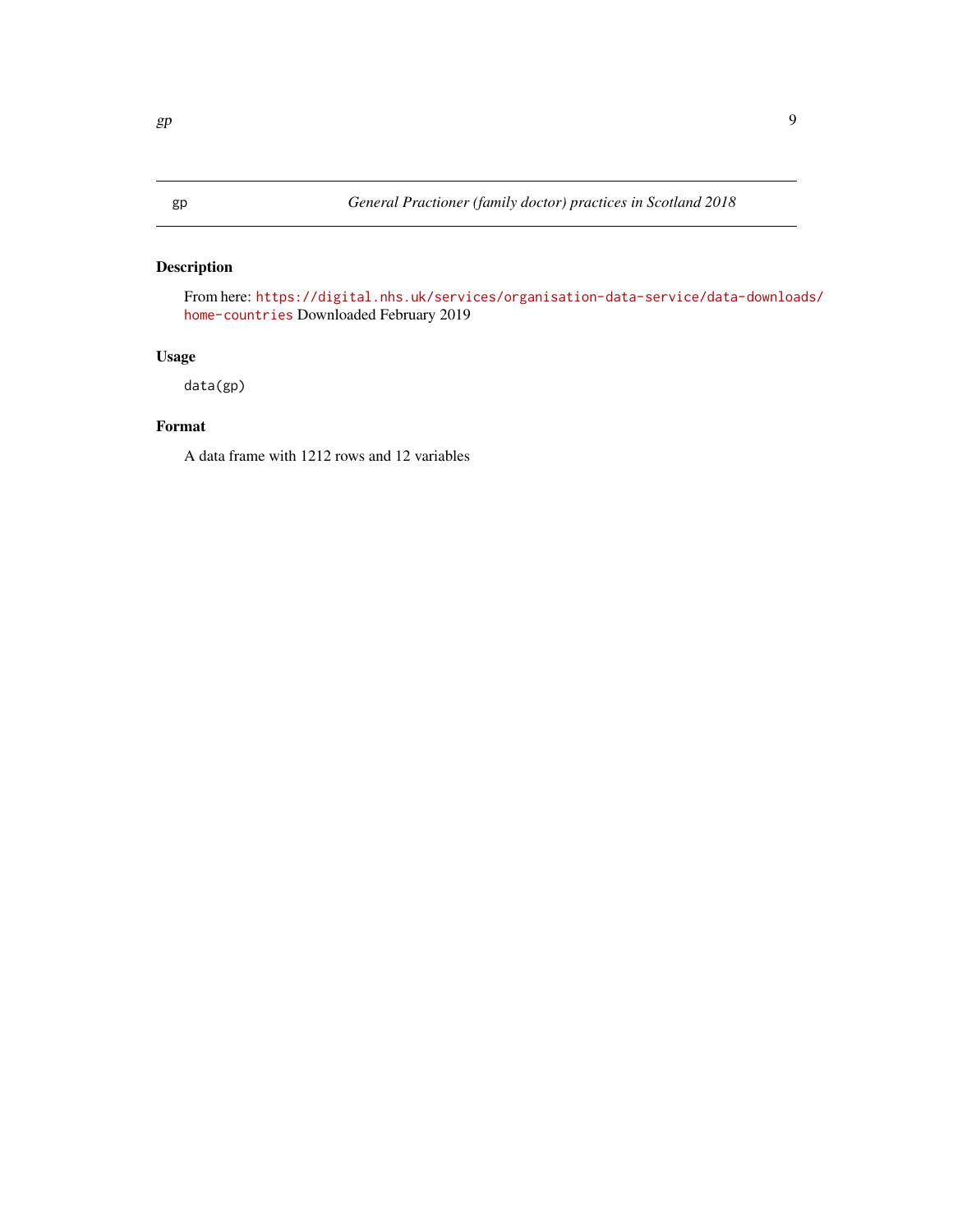gp    *General Practioner (family doctor) practices in Scotland 2018*

## Description

From here: https://digital.nhs.uk/services/organisation-data-service/data-downloads/home-countries Downloaded February 2019

## Usage

```
data(gp)
```

## Format

A data frame with 1212 rows and 12 variables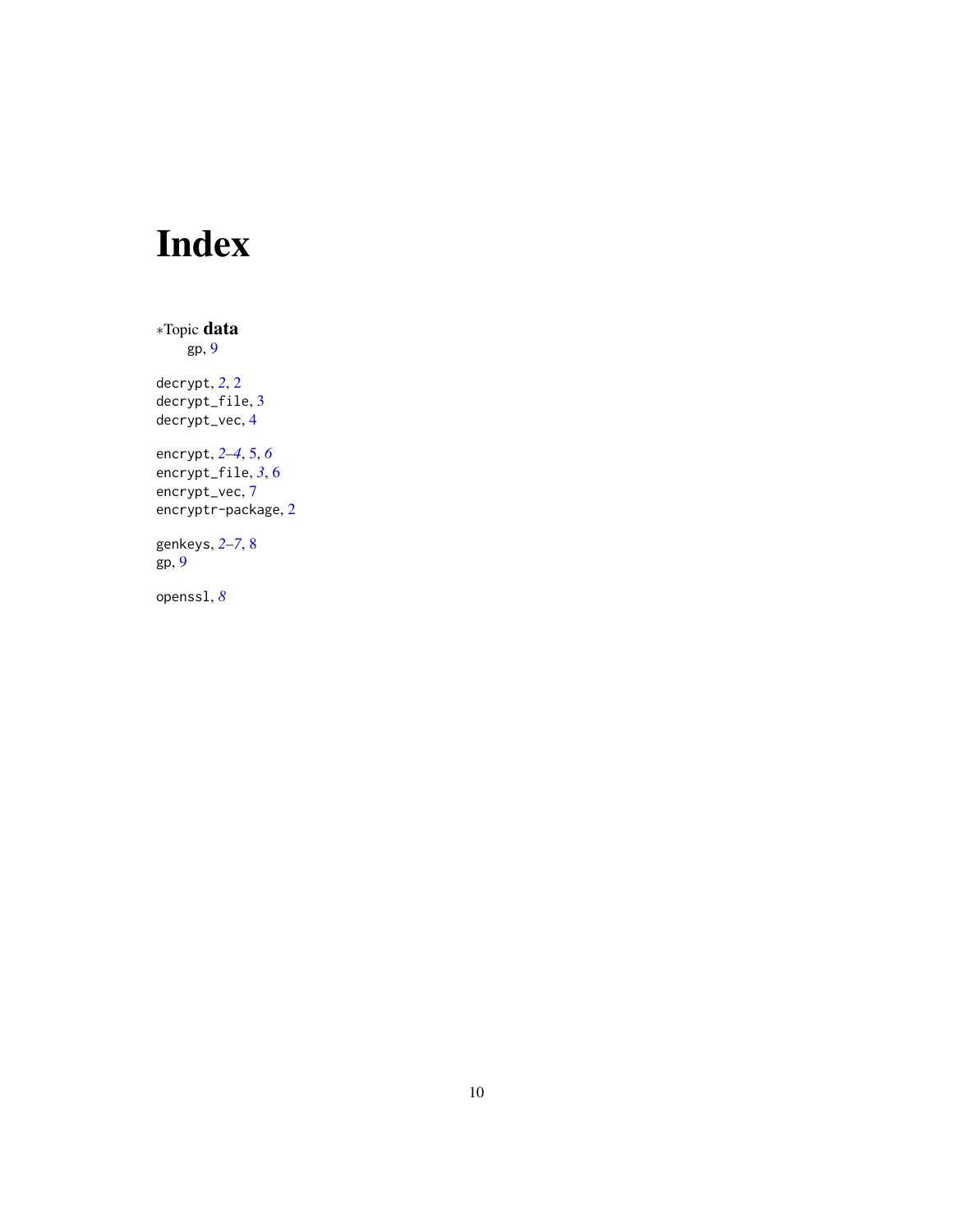# Index

∗Topic **data**
  gp, 9

decrypt, *2*, 2
decrypt_file, 3
decrypt_vec, 4

encrypt, *2–4*, 5, *6*
encrypt_file, *3*, 6
encrypt_vec, 7
encryptr-package, 2

genkeys, *2–7*, 8
gp, 9

openssl, *8*